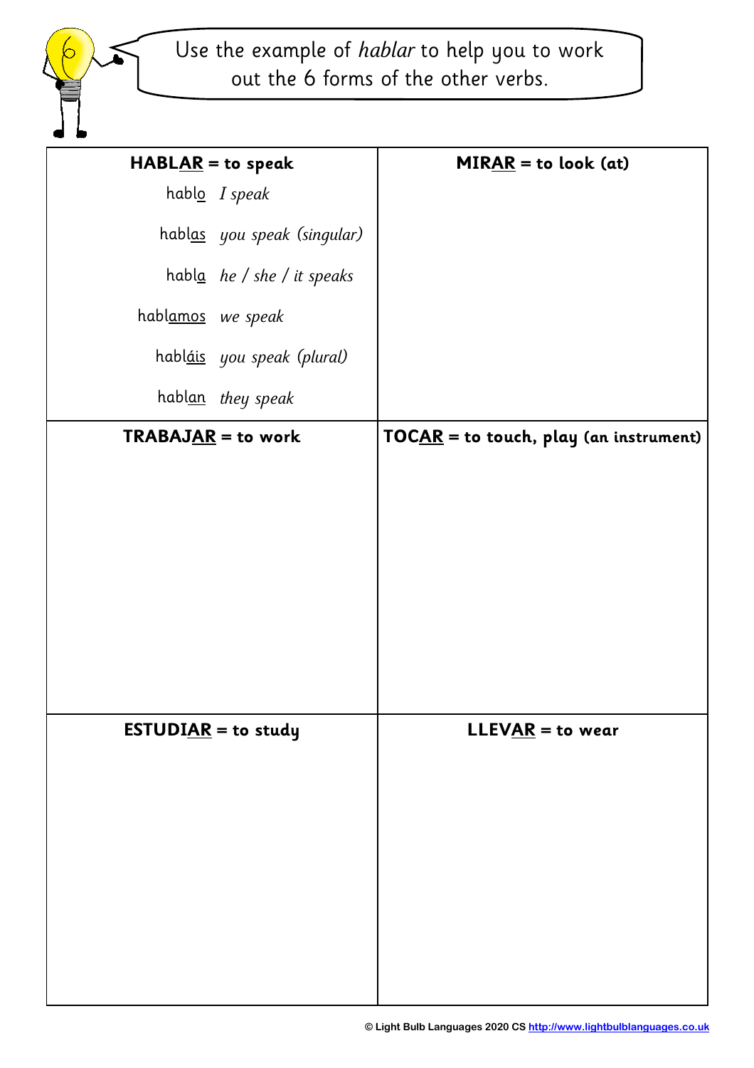Use the example of *hablar* to help you to work out the 6 forms of the other verbs.

| **HABLAR = to speak** | **MIRAR = to look (at)** |
|---|---|
| hablo *I speak*<br>hablas *you speak (singular)*<br>habla *he / she / it speaks*<br>hablamos *we speak*<br>habláis *you speak (plural)*<br>hablan *they speak* | |
| **TRABAJAR = to work** | **TOCAR = to touch, play (an instrument)** |
| | |
| **ESTUDIAR = to study** | **LLEVAR = to wear** |
| | |

© Light Bulb Languages 2020 CS http://www.lightbulblanguages.co.uk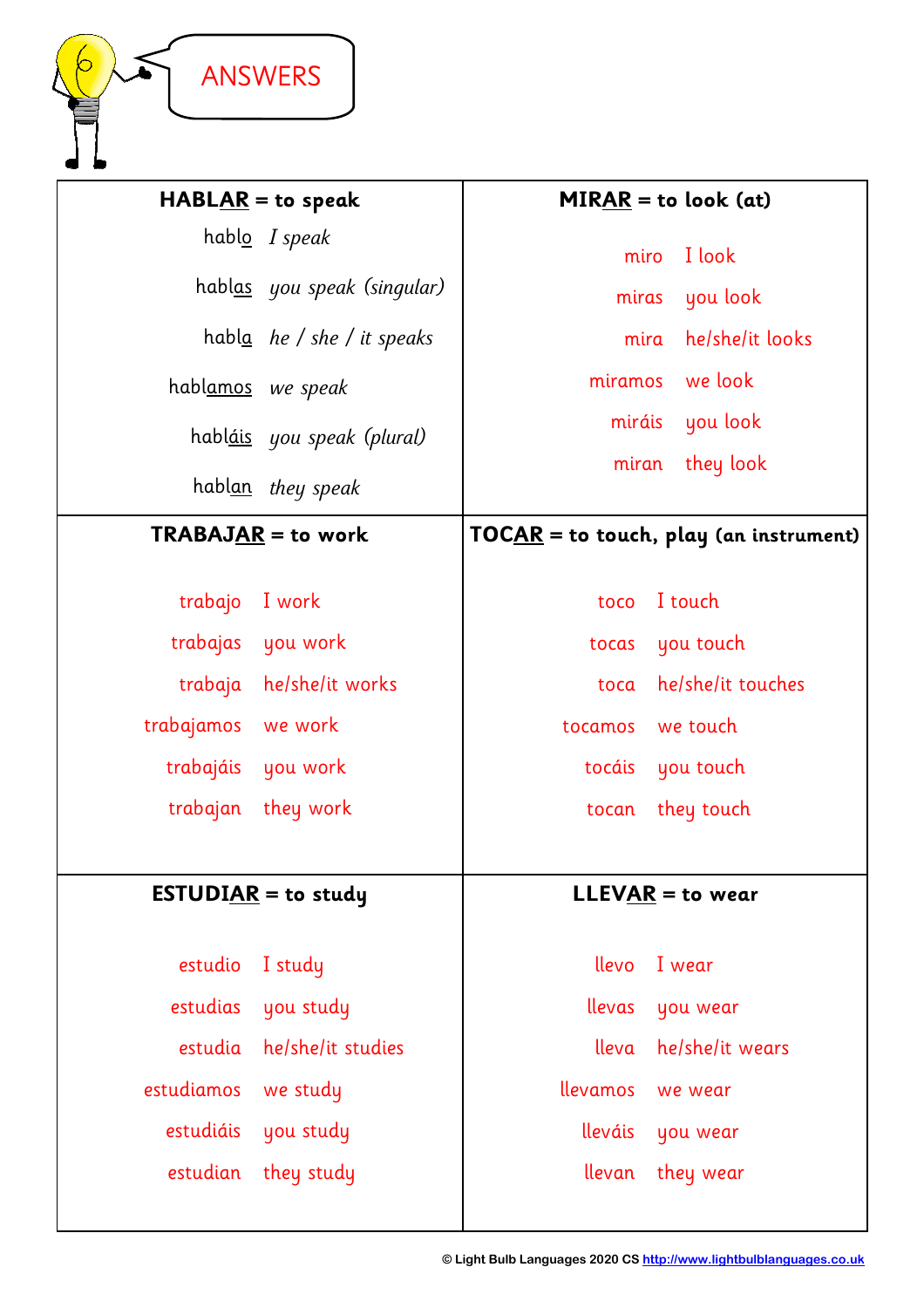ANSWERS

| **HABLAR = to speak** | **MIRAR = to look (at)** |
|---|---|
| hablo *I speak* | miro I look |
| hablas *you speak (singular)* | miras you look |
| habla *he / she / it speaks* | mira he/she/it looks |
| hablamos *we speak* | miramos we look |
| habláis *you speak (plural)* | miráis you look |
| hablan *they speak* | miran they look |

| **TRABAJAR = to work** | **TOCAR = to touch, play (an instrument)** |
|---|---|
| trabajo I work | toco I touch |
| trabajas you work | tocas you touch |
| trabaja he/she/it works | toca he/she/it touches |
| trabajamos we work | tocamos we touch |
| trabajáis you work | tocáis you touch |
| trabajan they work | tocan they touch |

| **ESTUDIAR = to study** | **LLEVAR = to wear** |
|---|---|
| estudio I study | llevo I wear |
| estudias you study | llevas you wear |
| estudia he/she/it studies | lleva he/she/it wears |
| estudiamos we study | llevamos we wear |
| estudiáis you study | lleváis you wear |
| estudian they study | llevan they wear |

© Light Bulb Languages 2020 CS http://www.lightbulblanguages.co.uk